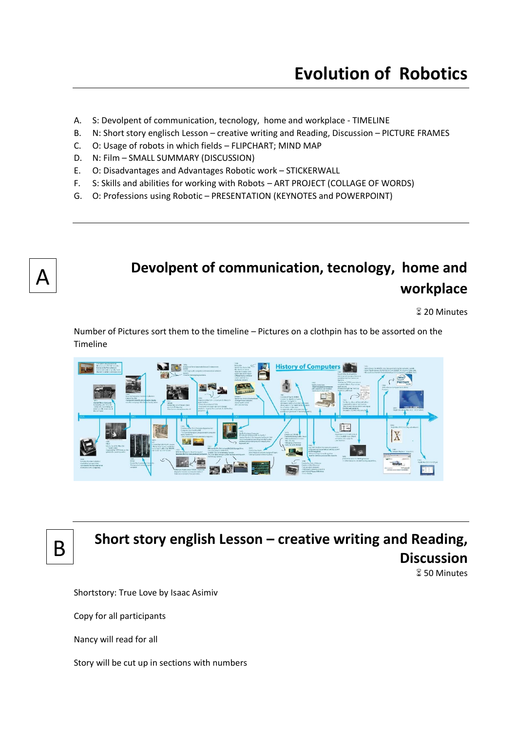# Evolution of  Robotics

A. S: Devolpent of communication, tecnology,  home and workplace - TIMELINE
B. N: Short story englisch Lesson – creative writing and Reading, Discussion – PICTURE FRAMES
C. O: Usage of robots in which fields – FLIPCHART; MIND MAP
D. N: Film – SMALL SUMMARY (DISCUSSION)
E. O: Disadvantages and Advantages Robotic work – STICKERWALL
F. S: Skills and abilities for working with Robots – ART PROJECT (COLLAGE OF WORDS)
G. O: Professions using Robotic – PRESENTATION (KEYNOTES and POWERPOINT)

## A

## Devolpent of communication, tecnology,  home and workplace

⌛ 20 Minutes

Number of Pictures sort them to the timeline – Pictures on a clothpin has to be assorted on the Timeline

## B

## Short story english Lesson – creative writing and Reading, Discussion

⌛ 50 Minutes

Shortstory: True Love by Isaac Asimiv

Copy for all participants

Nancy will read for all

Story will be cut up in sections with numbers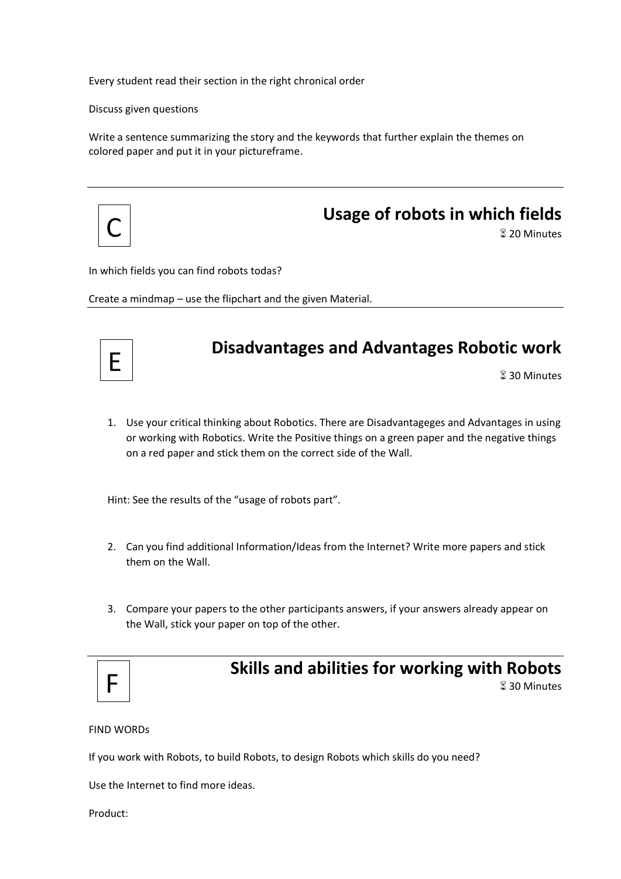Every student read their section in the right chronical order

Discuss given questions

Write a sentence summarizing the story and the keywords that further explain the themes on colored paper and put it in your pictureframe.

---

## C Usage of robots in which fields

⌛ 20 Minutes

In which fields you can find robots todas?

Create a mindmap – use the flipchart and the given Material.

---

## E Disadvantages and Advantages Robotic work

⌛ 30 Minutes

1. Use your critical thinking about Robotics. There are Disadvantageges and Advantages in using or working with Robotics. Write the Positive things on a green paper and the negative things on a red paper and stick them on the correct side of the Wall.

Hint: See the results of the "usage of robots part".

2. Can you find additional Information/Ideas from the Internet? Write more papers and stick them on the Wall.

3. Compare your papers to the other participants answers, if your answers already appear on the Wall, stick your paper on top of the other.

---

## F Skills and abilities for working with Robots

⌛ 30 Minutes

FIND WORDs

If you work with Robots, to build Robots, to design Robots which skills do you need?

Use the Internet to find more ideas.

Product: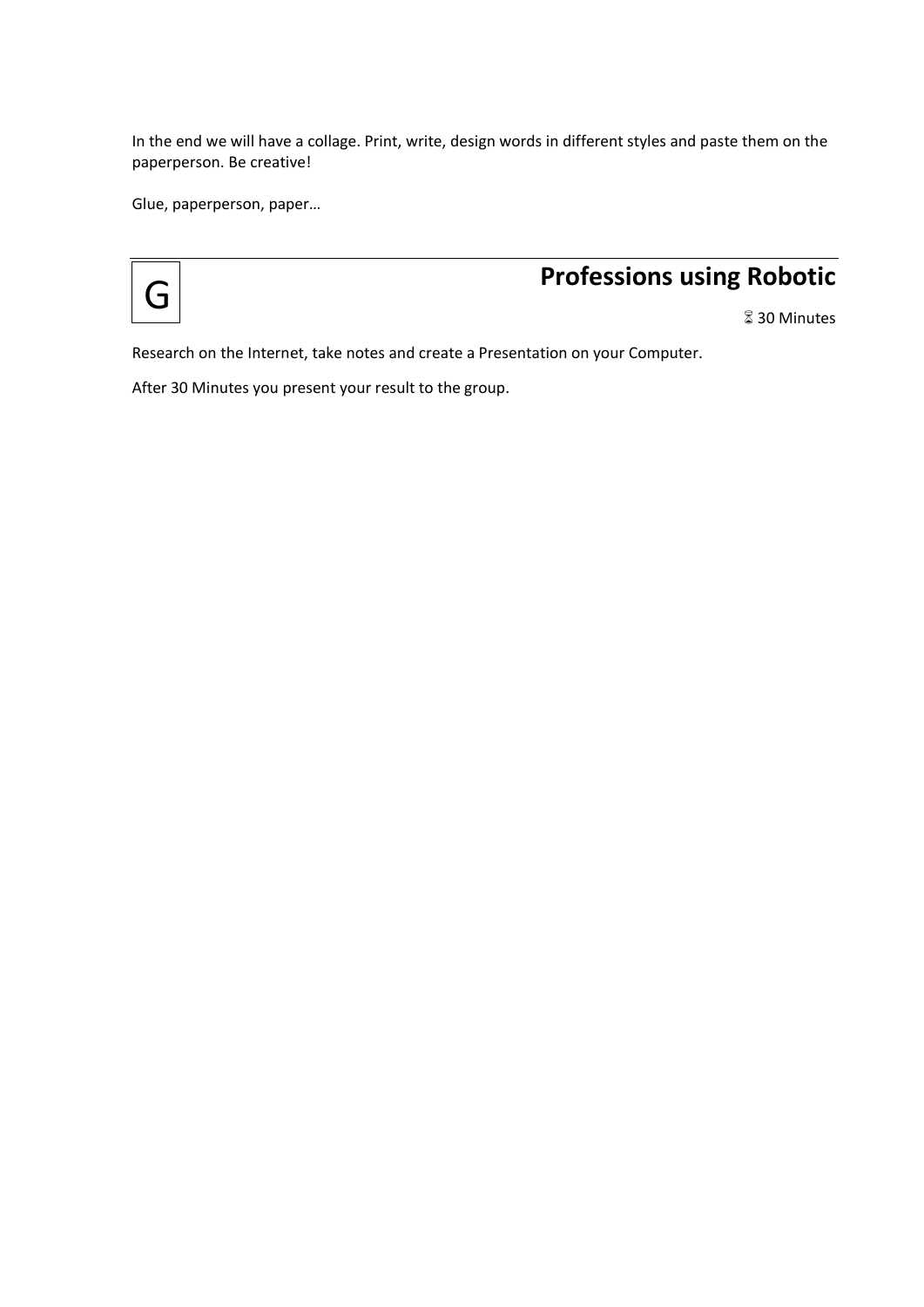In the end we will have a collage. Print, write, design words in different styles and paste them on the paperperson. Be creative!

Glue, paperperson, paper…

G

## Professions using Robotic

⌛ 30 Minutes

Research on the Internet, take notes and create a Presentation on your Computer.

After 30 Minutes you present your result to the group.